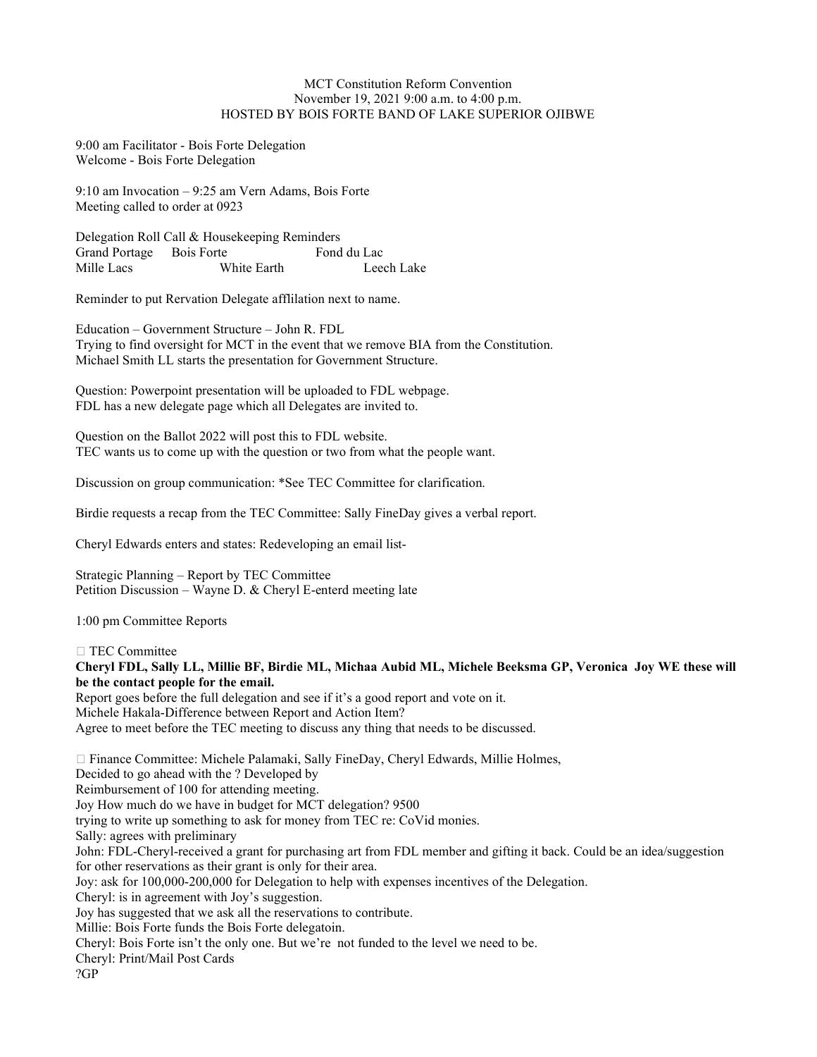MCT Constitution Reform Convention
November 19, 2021 9:00 a.m. to 4:00 p.m.
HOSTED BY BOIS FORTE BAND OF LAKE SUPERIOR OJIBWE

9:00 am Facilitator - Bois Forte Delegation
Welcome - Bois Forte Delegation

9:10 am Invocation – 9:25 am Vern Adams, Bois Forte
Meeting called to order at 0923

Delegation Roll Call & Housekeeping Reminders

| | | |
|---|---|---|
| Grand Portage | Bois Forte | Fond du Lac |
| Mille Lacs | White Earth | Leech Lake |

Reminder to put Rervation Delegate afflilation next to name.

Education – Government Structure – John R. FDL
Trying to find oversight for MCT in the event that we remove BIA from the Constitution.
Michael Smith LL starts the presentation for Government Structure.

Question: Powerpoint presentation will be uploaded to FDL webpage.
FDL has a new delegate page which all Delegates are invited to.

Question on the Ballot 2022 will post this to FDL website.
TEC wants us to come up with the question or two from what the people want.

Discussion on group communication: *See TEC Committee for clarification.

Birdie requests a recap from the TEC Committee: Sally FineDay gives a verbal report.

Cheryl Edwards enters and states: Redeveloping an email list-

Strategic Planning – Report by TEC Committee
Petition Discussion – Wayne D. & Cheryl E-enterd meeting late

1:00 pm Committee Reports

- TEC Committee

**Cheryl FDL, Sally LL, Millie BF, Birdie ML, Michaa Aubid ML, Michele Beeksma GP, Veronica Joy WE these will be the contact people for the email.**
Report goes before the full delegation and see if it's a good report and vote on it.
Michele Hakala-Difference between Report and Action Item?
Agree to meet before the TEC meeting to discuss any thing that needs to be discussed.

- Finance Committee: Michele Palamaki, Sally FineDay, Cheryl Edwards, Millie Holmes,

Decided to go ahead with the ? Developed by
Reimbursement of 100 for attending meeting.
Joy How much do we have in budget for MCT delegation? 9500
trying to write up something to ask for money from TEC re: CoVid monies.
Sally: agrees with preliminary
John: FDL-Cheryl-received a grant for purchasing art from FDL member and gifting it back. Could be an idea/suggestion for other reservations as their grant is only for their area.
Joy: ask for 100,000-200,000 for Delegation to help with expenses incentives of the Delegation.
Cheryl: is in agreement with Joy's suggestion.
Joy has suggested that we ask all the reservations to contribute.
Millie: Bois Forte funds the Bois Forte delegatoin.
Cheryl: Bois Forte isn't the only one. But we're not funded to the level we need to be.
Cheryl: Print/Mail Post Cards
?GP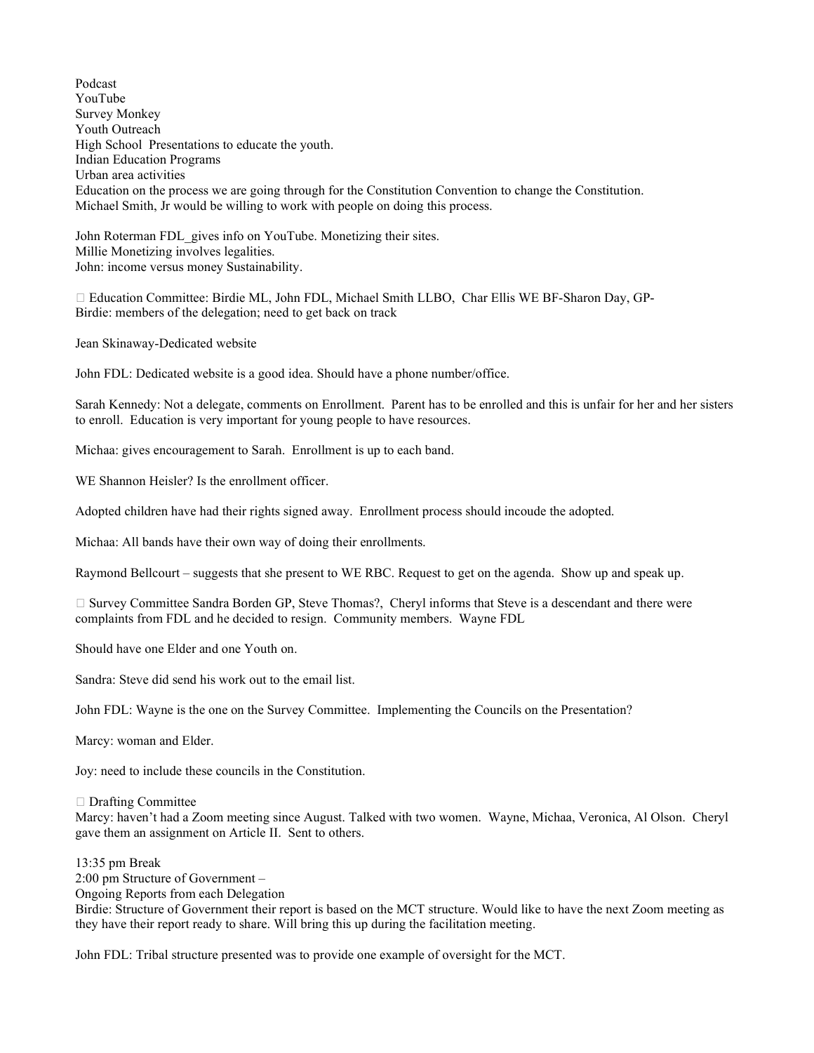Podcast
YouTube
Survey Monkey
Youth Outreach
High School Presentations to educate the youth.
Indian Education Programs
Urban area activities
Education on the process we are going through for the Constitution Convention to change the Constitution.
Michael Smith, Jr would be willing to work with people on doing this process.

John Roterman FDL_gives info on YouTube. Monetizing their sites.
Millie Monetizing involves legalities.
John: income versus money Sustainability.

- Education Committee: Birdie ML, John FDL, Michael Smith LLBO, Char Ellis WE BF-Sharon Day, GP-
Birdie: members of the delegation; need to get back on track

Jean Skinaway-Dedicated website

John FDL: Dedicated website is a good idea. Should have a phone number/office.

Sarah Kennedy: Not a delegate, comments on Enrollment. Parent has to be enrolled and this is unfair for her and her sisters to enroll. Education is very important for young people to have resources.

Michaa: gives encouragement to Sarah. Enrollment is up to each band.

WE Shannon Heisler? Is the enrollment officer.

Adopted children have had their rights signed away. Enrollment process should incoude the adopted.

Michaa: All bands have their own way of doing their enrollments.

Raymond Bellcourt – suggests that she present to WE RBC. Request to get on the agenda. Show up and speak up.

- Survey Committee Sandra Borden GP, Steve Thomas?, Cheryl informs that Steve is a descendant and there were complaints from FDL and he decided to resign. Community members. Wayne FDL

Should have one Elder and one Youth on.

Sandra: Steve did send his work out to the email list.

John FDL: Wayne is the one on the Survey Committee. Implementing the Councils on the Presentation?

Marcy: woman and Elder.

Joy: need to include these councils in the Constitution.

- Drafting Committee

Marcy: haven't had a Zoom meeting since August. Talked with two women. Wayne, Michaa, Veronica, Al Olson. Cheryl gave them an assignment on Article II. Sent to others.

13:35 pm Break
2:00 pm Structure of Government –
Ongoing Reports from each Delegation
Birdie: Structure of Government their report is based on the MCT structure. Would like to have the next Zoom meeting as they have their report ready to share. Will bring this up during the facilitation meeting.

John FDL: Tribal structure presented was to provide one example of oversight for the MCT.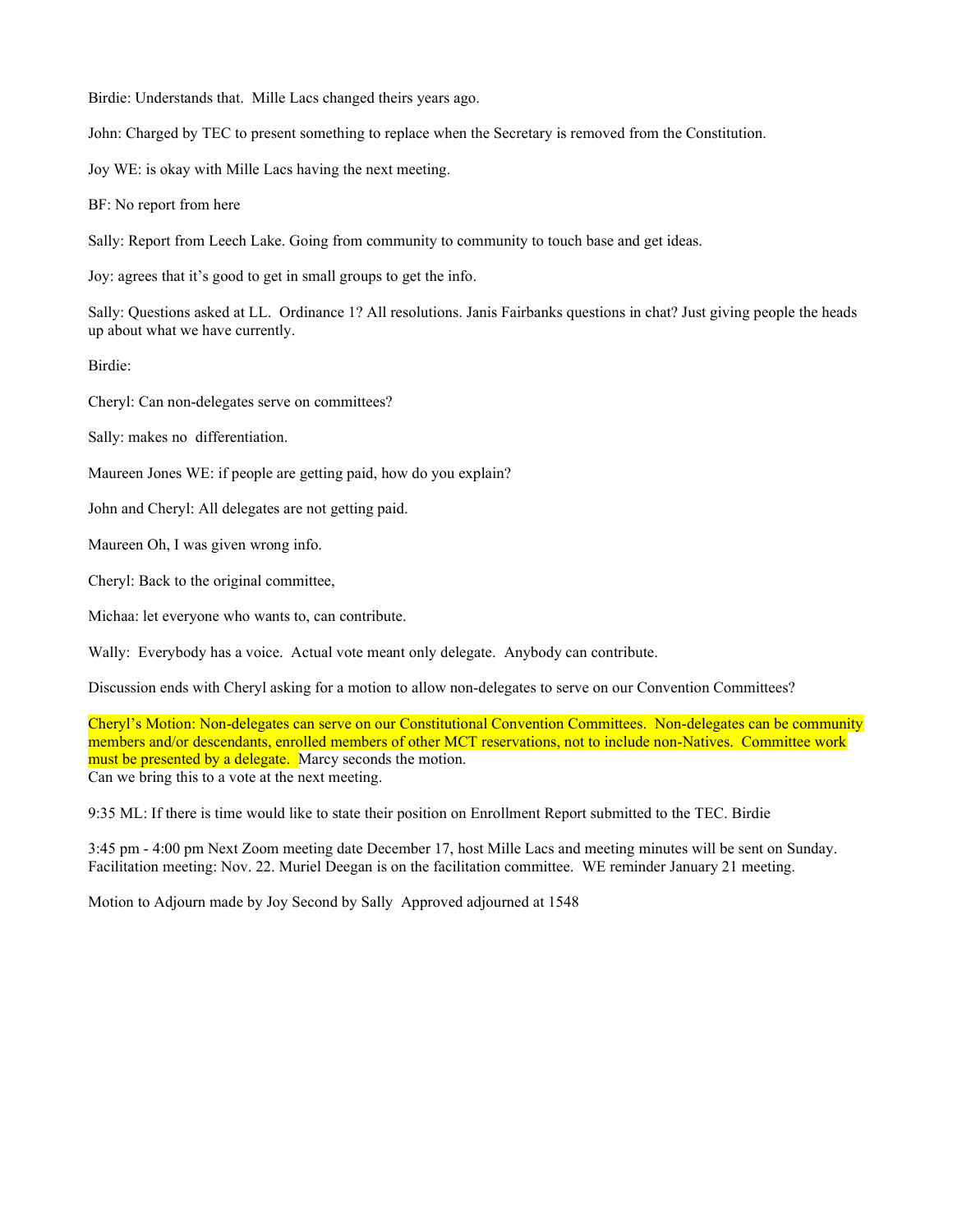Birdie: Understands that. Mille Lacs changed theirs years ago.

John: Charged by TEC to present something to replace when the Secretary is removed from the Constitution.

Joy WE: is okay with Mille Lacs having the next meeting.

BF: No report from here

Sally: Report from Leech Lake. Going from community to community to touch base and get ideas.

Joy: agrees that it's good to get in small groups to get the info.

Sally: Questions asked at LL. Ordinance 1? All resolutions. Janis Fairbanks questions in chat? Just giving people the heads up about what we have currently.

Birdie:

Cheryl: Can non-delegates serve on committees?

Sally: makes no differentiation.

Maureen Jones WE: if people are getting paid, how do you explain?

John and Cheryl: All delegates are not getting paid.

Maureen Oh, I was given wrong info.

Cheryl: Back to the original committee,

Michaa: let everyone who wants to, can contribute.

Wally: Everybody has a voice. Actual vote meant only delegate. Anybody can contribute.

Discussion ends with Cheryl asking for a motion to allow non-delegates to serve on our Convention Committees?

Cheryl's Motion: Non-delegates can serve on our Constitutional Convention Committees. Non-delegates can be community members and/or descendants, enrolled members of other MCT reservations, not to include non-Natives. Committee work must be presented by a delegate. Marcy seconds the motion.
Can we bring this to a vote at the next meeting.

9:35 ML: If there is time would like to state their position on Enrollment Report submitted to the TEC. Birdie

3:45 pm - 4:00 pm Next Zoom meeting date December 17, host Mille Lacs and meeting minutes will be sent on Sunday. Facilitation meeting: Nov. 22. Muriel Deegan is on the facilitation committee. WE reminder January 21 meeting.

Motion to Adjourn made by Joy Second by Sally Approved adjourned at 1548